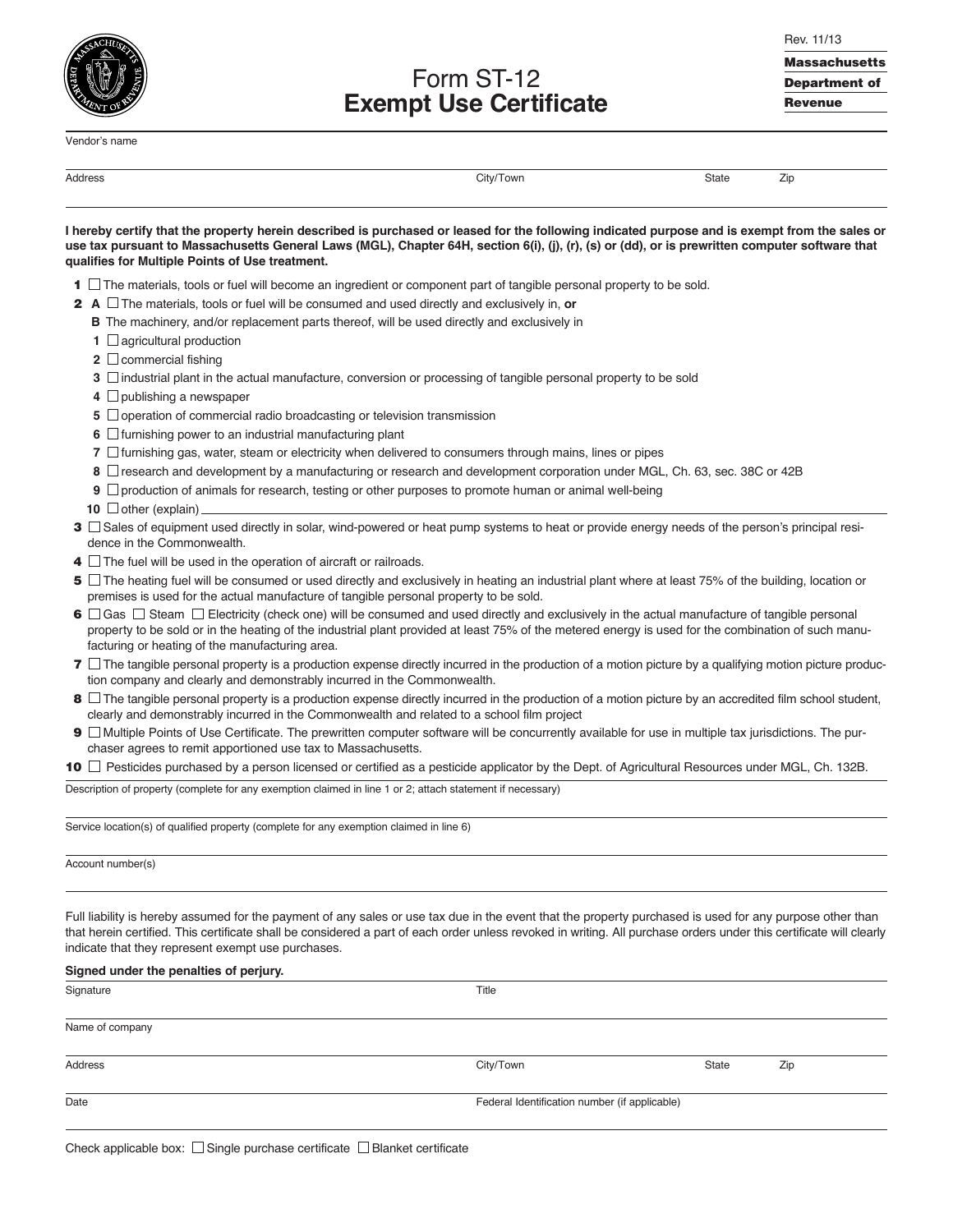Rev. 11/13

**Massachusetts Department of Revenue**

# Form ST-12
# Exempt Use Certificate

Vendor's name

Address | City/Town | State | Zip

**I hereby certify that the property herein described is purchased or leased for the following indicated purpose and is exempt from the sales or use tax pursuant to Massachusetts General Laws (MGL), Chapter 64H, section 6(i), (j), (r), (s) or (dd), or is prewritten computer software that qualifies for Multiple Points of Use treatment.**

**1** ☐ The materials, tools or fuel will become an ingredient or component part of tangible personal property to be sold.

**2** **A** ☐ The materials, tools or fuel will be consumed and used directly and exclusively in, **or**

**B** The machinery, and/or replacement parts thereof, will be used directly and exclusively in

- **1** ☐ agricultural production
- **2** ☐ commercial fishing
- **3** ☐ industrial plant in the actual manufacture, conversion or processing of tangible personal property to be sold
- **4** ☐ publishing a newspaper
- **5** ☐ operation of commercial radio broadcasting or television transmission
- **6** ☐ furnishing power to an industrial manufacturing plant
- **7** ☐ furnishing gas, water, steam or electricity when delivered to consumers through mains, lines or pipes
- **8** ☐ research and development by a manufacturing or research and development corporation under MGL, Ch. 63, sec. 38C or 42B
- **9** ☐ production of animals for research, testing or other purposes to promote human or animal well-being
- **10** ☐ other (explain) ____________

**3** ☐ Sales of equipment used directly in solar, wind-powered or heat pump systems to heat or provide energy needs of the person's principal residence in the Commonwealth.

**4** ☐ The fuel will be used in the operation of aircraft or railroads.

**5** ☐ The heating fuel will be consumed or used directly and exclusively in heating an industrial plant where at least 75% of the building, location or premises is used for the actual manufacture of tangible personal property to be sold.

**6** ☐ Gas ☐ Steam ☐ Electricity (check one) will be consumed and used directly and exclusively in the actual manufacture of tangible personal property to be sold or in the heating of the industrial plant provided at least 75% of the metered energy is used for the combination of such manufacturing or heating of the manufacturing area.

**7** ☐ The tangible personal property is a production expense directly incurred in the production of a motion picture by a qualifying motion picture production company and clearly and demonstrably incurred in the Commonwealth.

**8** ☐ The tangible personal property is a production expense directly incurred in the production of a motion picture by an accredited film school student, clearly and demonstrably incurred in the Commonwealth and related to a school film project

**9** ☐ Multiple Points of Use Certificate. The prewritten computer software will be concurrently available for use in multiple tax jurisdictions. The purchaser agrees to remit apportioned use tax to Massachusetts.

**10** ☐ Pesticides purchased by a person licensed or certified as a pesticide applicator by the Dept. of Agricultural Resources under MGL, Ch. 132B.

Description of property (complete for any exemption claimed in line 1 or 2; attach statement if necessary)

Service location(s) of qualified property (complete for any exemption claimed in line 6)

Account number(s)

Full liability is hereby assumed for the payment of any sales or use tax due in the event that the property purchased is used for any purpose other than that herein certified. This certificate shall be considered a part of each order unless revoked in writing. All purchase orders under this certificate will clearly indicate that they represent exempt use purchases.

**Signed under the penalties of perjury.**

Signature | Title

Name of company

Address | City/Town | State | Zip

Date | Federal Identification number (if applicable)

Check applicable box: ☐ Single purchase certificate ☐ Blanket certificate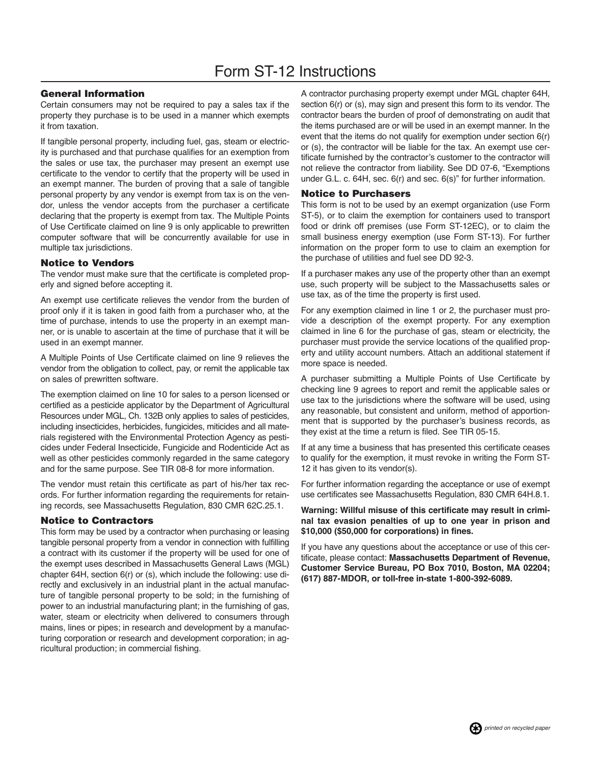# Form ST-12 Instructions

## General Information

Certain consumers may not be required to pay a sales tax if the property they purchase is to be used in a manner which exempts it from taxation.

If tangible personal property, including fuel, gas, steam or electricity is purchased and that purchase qualifies for an exemption from the sales or use tax, the purchaser may present an exempt use certificate to the vendor to certify that the property will be used in an exempt manner. The burden of proving that a sale of tangible personal property by any vendor is exempt from tax is on the vendor, unless the vendor accepts from the purchaser a certificate declaring that the property is exempt from tax. The Multiple Points of Use Certificate claimed on line 9 is only applicable to prewritten computer software that will be concurrently available for use in multiple tax jurisdictions.

## Notice to Vendors

The vendor must make sure that the certificate is completed properly and signed before accepting it.

An exempt use certificate relieves the vendor from the burden of proof only if it is taken in good faith from a purchaser who, at the time of purchase, intends to use the property in an exempt manner, or is unable to ascertain at the time of purchase that it will be used in an exempt manner.

A Multiple Points of Use Certificate claimed on line 9 relieves the vendor from the obligation to collect, pay, or remit the applicable tax on sales of prewritten software.

The exemption claimed on line 10 for sales to a person licensed or certified as a pesticide applicator by the Department of Agricultural Resources under MGL, Ch. 132B only applies to sales of pesticides, including insecticides, herbicides, fungicides, miticides and all materials registered with the Environmental Protection Agency as pesticides under Federal Insecticide, Fungicide and Rodenticide Act as well as other pesticides commonly regarded in the same category and for the same purpose. See TIR 08-8 for more information.

The vendor must retain this certificate as part of his/her tax records. For further information regarding the requirements for retaining records, see Massachusetts Regulation, 830 CMR 62C.25.1.

## Notice to Contractors

This form may be used by a contractor when purchasing or leasing tangible personal property from a vendor in connection with fulfilling a contract with its customer if the property will be used for one of the exempt uses described in Massachusetts General Laws (MGL) chapter 64H, section 6(r) or (s), which include the following: use directly and exclusively in an industrial plant in the actual manufacture of tangible personal property to be sold; in the furnishing of power to an industrial manufacturing plant; in the furnishing of gas, water, steam or electricity when delivered to consumers through mains, lines or pipes; in research and development by a manufacturing corporation or research and development corporation; in agricultural production; in commercial fishing.

A contractor purchasing property exempt under MGL chapter 64H, section 6(r) or (s), may sign and present this form to its vendor. The contractor bears the burden of proof of demonstrating on audit that the items purchased are or will be used in an exempt manner. In the event that the items do not qualify for exemption under section 6(r) or (s), the contractor will be liable for the tax. An exempt use certificate furnished by the contractor's customer to the contractor will not relieve the contractor from liability. See DD 07-6, "Exemptions under G.L. c. 64H, sec. 6(r) and sec. 6(s)" for further information.

## Notice to Purchasers

This form is not to be used by an exempt organization (use Form ST-5), or to claim the exemption for containers used to transport food or drink off premises (use Form ST-12EC), or to claim the small business energy exemption (use Form ST-13). For further information on the proper form to use to claim an exemption for the purchase of utilities and fuel see DD 92-3.

If a purchaser makes any use of the property other than an exempt use, such property will be subject to the Massachusetts sales or use tax, as of the time the property is first used.

For any exemption claimed in line 1 or 2, the purchaser must provide a description of the exempt property. For any exemption claimed in line 6 for the purchase of gas, steam or electricity, the purchaser must provide the service locations of the qualified property and utility account numbers. Attach an additional statement if more space is needed.

A purchaser submitting a Multiple Points of Use Certificate by checking line 9 agrees to report and remit the applicable sales or use tax to the jurisdictions where the software will be used, using any reasonable, but consistent and uniform, method of apportionment that is supported by the purchaser's business records, as they exist at the time a return is filed. See TIR 05-15.

If at any time a business that has presented this certificate ceases to qualify for the exemption, it must revoke in writing the Form ST-12 it has given to its vendor(s).

For further information regarding the acceptance or use of exempt use certificates see Massachusetts Regulation, 830 CMR 64H.8.1.

**Warning: Willful misuse of this certificate may result in criminal tax evasion penalties of up to one year in prison and $10,000 ($50,000 for corporations) in fines.**

If you have any questions about the acceptance or use of this certificate, please contact: **Massachusetts Department of Revenue, Customer Service Bureau, PO Box 7010, Boston, MA 02204; (617) 887-MDOR, or toll-free in-state 1-800-392-6089.**

printed on recycled paper